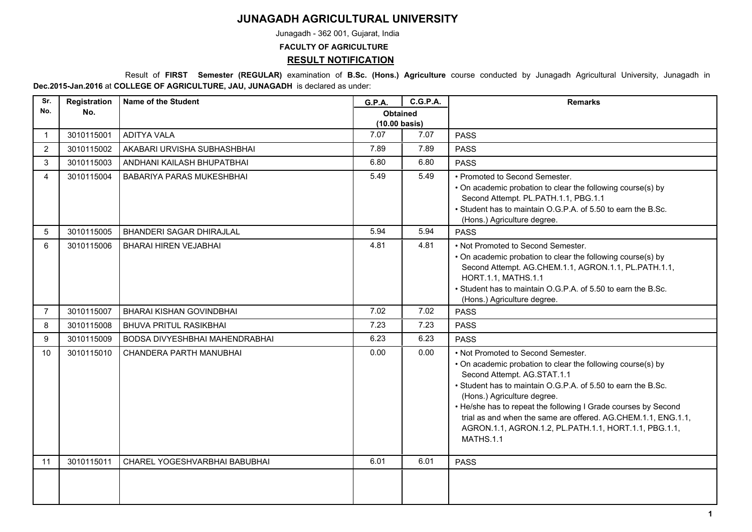# JUNAGADH AGRICULTURAL UNIVERSITY

Junagadh - 362 001, Gujarat, India

**FACULTY OF AGRICULTURE**

## RESULT NOTIFICATION

Result of **FIRST Semester (REGULAR)** examination of **B.Sc. (Hons.) Agriculture** course conducted by Junagadh Agricultural University, Junagadh in **Dec.2015-Jan.2016** at **COLLEGE OF AGRICULTURE, JAU, JUNAGADH** is declared as under:

| Sr. No. | Registration No. | Name of the Student | G.P.A. | C.G.P.A. | Remarks |
|---|---|---|---|---|---|
| | | | Obtained (10.00 basis) | | |
| 1 | 3010115001 | ADITYA VALA | 7.07 | 7.07 | PASS |
| 2 | 3010115002 | AKABARI URVISHA SUBHASHBHAI | 7.89 | 7.89 | PASS |
| 3 | 3010115003 | ANDHANI KAILASH BHUPATBHAI | 6.80 | 6.80 | PASS |
| 4 | 3010115004 | BABARIYA PARAS MUKESHBHAI | 5.49 | 5.49 | • Promoted to Second Semester. • On academic probation to clear the following course(s) by Second Attempt. PL.PATH.1.1, PBG.1.1 • Student has to maintain O.G.P.A. of 5.50 to earn the B.Sc. (Hons.) Agriculture degree. |
| 5 | 3010115005 | BHANDERI SAGAR DHIRAJLAL | 5.94 | 5.94 | PASS |
| 6 | 3010115006 | BHARAI HIREN VEJABHAI | 4.81 | 4.81 | • Not Promoted to Second Semester. • On academic probation to clear the following course(s) by Second Attempt. AG.CHEM.1.1, AGRON.1.1, PL.PATH.1.1, HORT.1.1, MATHS.1.1 • Student has to maintain O.G.P.A. of 5.50 to earn the B.Sc. (Hons.) Agriculture degree. |
| 7 | 3010115007 | BHARAI KISHAN GOVINDBHAI | 7.02 | 7.02 | PASS |
| 8 | 3010115008 | BHUVA PRITUL RASIKBHAI | 7.23 | 7.23 | PASS |
| 9 | 3010115009 | BODSA DIVYESHBHAI MAHENDRABHAI | 6.23 | 6.23 | PASS |
| 10 | 3010115010 | CHANDERA PARTH MANUBHAI | 0.00 | 0.00 | • Not Promoted to Second Semester. • On academic probation to clear the following course(s) by Second Attempt. AG.STAT.1.1 • Student has to maintain O.G.P.A. of 5.50 to earn the B.Sc. (Hons.) Agriculture degree. • He/she has to repeat the following I Grade courses by Second trial as and when the same are offered. AG.CHEM.1.1, ENG.1.1, AGRON.1.1, AGRON.1.2, PL.PATH.1.1, HORT.1.1, PBG.1.1, MATHS.1.1 |
| 11 | 3010115011 | CHAREL YOGESHVARBHAI BABUBHAI | 6.01 | 6.01 | PASS |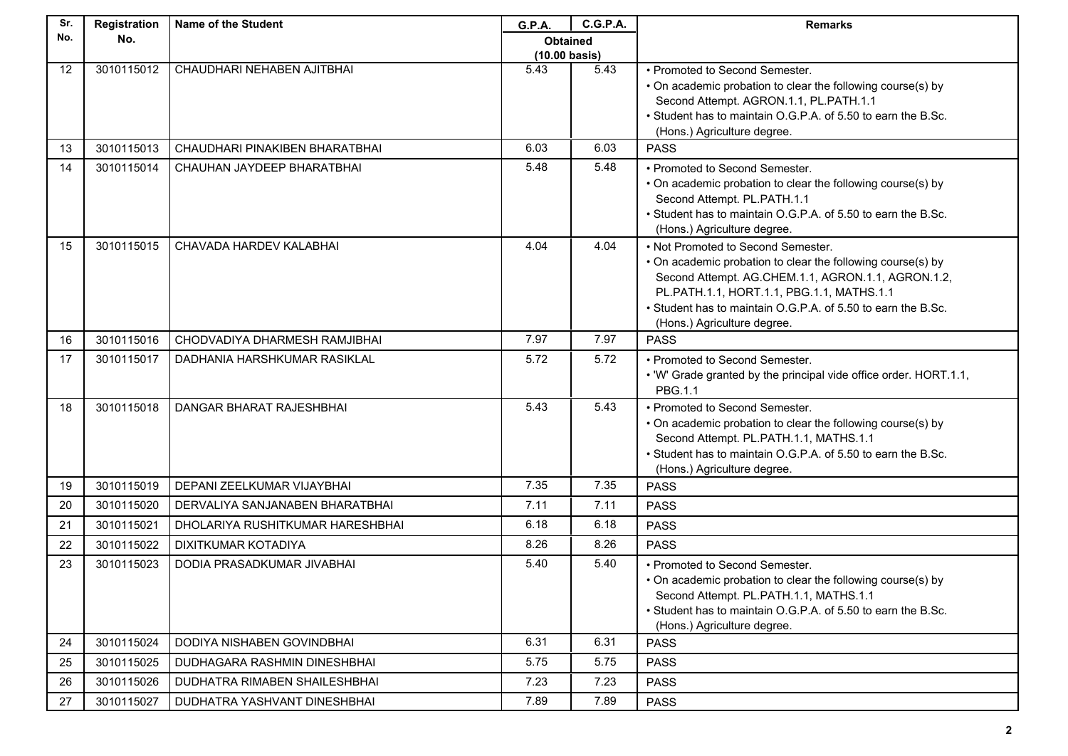| Sr. No. | Registration No. | Name of the Student | G.P.A. | C.G.P.A. | Remarks |
|---|---|---|---|---|---|
| | | | Obtained (10.00 basis) | | |
| 12 | 3010115012 | CHAUDHARI NEHABEN AJITBHAI | 5.43 | 5.43 | • Promoted to Second Semester. • On academic probation to clear the following course(s) by Second Attempt. AGRON.1.1, PL.PATH.1.1 • Student has to maintain O.G.P.A. of 5.50 to earn the B.Sc. (Hons.) Agriculture degree. |
| 13 | 3010115013 | CHAUDHARI PINAKIBEN BHARATBHAI | 6.03 | 6.03 | PASS |
| 14 | 3010115014 | CHAUHAN JAYDEEP BHARATBHAI | 5.48 | 5.48 | • Promoted to Second Semester. • On academic probation to clear the following course(s) by Second Attempt. PL.PATH.1.1 • Student has to maintain O.G.P.A. of 5.50 to earn the B.Sc. (Hons.) Agriculture degree. |
| 15 | 3010115015 | CHAVADA HARDEV KALABHAI | 4.04 | 4.04 | • Not Promoted to Second Semester. • On academic probation to clear the following course(s) by Second Attempt. AG.CHEM.1.1, AGRON.1.1, AGRON.1.2, PL.PATH.1.1, HORT.1.1, PBG.1.1, MATHS.1.1 • Student has to maintain O.G.P.A. of 5.50 to earn the B.Sc. (Hons.) Agriculture degree. |
| 16 | 3010115016 | CHODVADIYA DHARMESH RAMJIBHAI | 7.97 | 7.97 | PASS |
| 17 | 3010115017 | DADHANIA HARSHKUMAR RASIKLAL | 5.72 | 5.72 | • Promoted to Second Semester. • 'W' Grade granted by the principal vide office order. HORT.1.1, PBG.1.1 |
| 18 | 3010115018 | DANGAR BHARAT RAJESHBHAI | 5.43 | 5.43 | • Promoted to Second Semester. • On academic probation to clear the following course(s) by Second Attempt. PL.PATH.1.1, MATHS.1.1 • Student has to maintain O.G.P.A. of 5.50 to earn the B.Sc. (Hons.) Agriculture degree. |
| 19 | 3010115019 | DEPANI ZEELKUMAR VIJAYBHAI | 7.35 | 7.35 | PASS |
| 20 | 3010115020 | DERVALIYA SANJANABEN BHARATBHAI | 7.11 | 7.11 | PASS |
| 21 | 3010115021 | DHOLARIYA RUSHITKUMAR HARESHBHAI | 6.18 | 6.18 | PASS |
| 22 | 3010115022 | DIXITKUMAR KOTADIYA | 8.26 | 8.26 | PASS |
| 23 | 3010115023 | DODIA PRASADKUMAR JIVABHAI | 5.40 | 5.40 | • Promoted to Second Semester. • On academic probation to clear the following course(s) by Second Attempt. PL.PATH.1.1, MATHS.1.1 • Student has to maintain O.G.P.A. of 5.50 to earn the B.Sc. (Hons.) Agriculture degree. |
| 24 | 3010115024 | DODIYA NISHABEN GOVINDBHAI | 6.31 | 6.31 | PASS |
| 25 | 3010115025 | DUDHAGARA RASHMIN DINESHBHAI | 5.75 | 5.75 | PASS |
| 26 | 3010115026 | DUDHATRA RIMABEN SHAILESHBHAI | 7.23 | 7.23 | PASS |
| 27 | 3010115027 | DUDHATRA YASHVANT DINESHBHAI | 7.89 | 7.89 | PASS |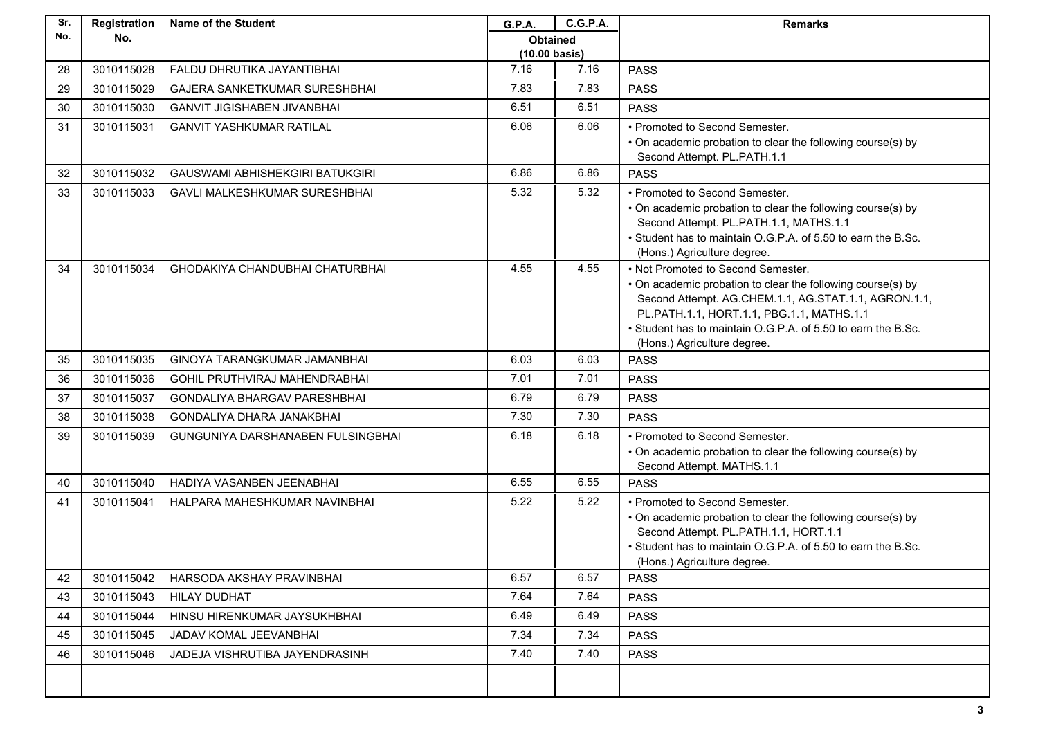| Sr. No. | Registration No. | Name of the Student | G.P.A. | C.G.P.A. | Remarks |
|---|---|---|---|---|---|
| | | | Obtained (10.00 basis) | | |
| 28 | 3010115028 | FALDU DHRUTIKA JAYANTIBHAI | 7.16 | 7.16 | PASS |
| 29 | 3010115029 | GAJERA SANKETKUMAR SURESHBHAI | 7.83 | 7.83 | PASS |
| 30 | 3010115030 | GANVIT JIGISHABEN JIVANBHAI | 6.51 | 6.51 | PASS |
| 31 | 3010115031 | GANVIT YASHKUMAR RATILAL | 6.06 | 6.06 | • Promoted to Second Semester.<br>• On academic probation to clear the following course(s) by Second Attempt. PL.PATH.1.1 |
| 32 | 3010115032 | GAUSWAMI ABHISHEKGIRI BATUKGIRI | 6.86 | 6.86 | PASS |
| 33 | 3010115033 | GAVLI MALKESHKUMAR SURESHBHAI | 5.32 | 5.32 | • Promoted to Second Semester.<br>• On academic probation to clear the following course(s) by Second Attempt. PL.PATH.1.1, MATHS.1.1<br>• Student has to maintain O.G.P.A. of 5.50 to earn the B.Sc. (Hons.) Agriculture degree. |
| 34 | 3010115034 | GHODAKIYA CHANDUBHAI CHATURBHAI | 4.55 | 4.55 | • Not Promoted to Second Semester.<br>• On academic probation to clear the following course(s) by Second Attempt. AG.CHEM.1.1, AG.STAT.1.1, AGRON.1.1, PL.PATH.1.1, HORT.1.1, PBG.1.1, MATHS.1.1<br>• Student has to maintain O.G.P.A. of 5.50 to earn the B.Sc. (Hons.) Agriculture degree. |
| 35 | 3010115035 | GINOYA TARANGKUMAR JAMANBHAI | 6.03 | 6.03 | PASS |
| 36 | 3010115036 | GOHIL PRUTHVIRAJ MAHENDRABHAI | 7.01 | 7.01 | PASS |
| 37 | 3010115037 | GONDALIYA BHARGAV PARESHBHAI | 6.79 | 6.79 | PASS |
| 38 | 3010115038 | GONDALIYA DHARA JANAKBHAI | 7.30 | 7.30 | PASS |
| 39 | 3010115039 | GUNGUNIYA DARSHANABEN FULSINGBHAI | 6.18 | 6.18 | • Promoted to Second Semester.<br>• On academic probation to clear the following course(s) by Second Attempt. MATHS.1.1 |
| 40 | 3010115040 | HADIYA VASANBEN JEENABHAI | 6.55 | 6.55 | PASS |
| 41 | 3010115041 | HALPARA MAHESHKUMAR NAVINBHAI | 5.22 | 5.22 | • Promoted to Second Semester.<br>• On academic probation to clear the following course(s) by Second Attempt. PL.PATH.1.1, HORT.1.1<br>• Student has to maintain O.G.P.A. of 5.50 to earn the B.Sc. (Hons.) Agriculture degree. |
| 42 | 3010115042 | HARSODA AKSHAY PRAVINBHAI | 6.57 | 6.57 | PASS |
| 43 | 3010115043 | HILAY DUDHAT | 7.64 | 7.64 | PASS |
| 44 | 3010115044 | HINSU HIRENKUMAR JAYSUKHBHAI | 6.49 | 6.49 | PASS |
| 45 | 3010115045 | JADAV KOMAL JEEVANBHAI | 7.34 | 7.34 | PASS |
| 46 | 3010115046 | JADEJA VISHRUTIBA JAYENDRASINH | 7.40 | 7.40 | PASS |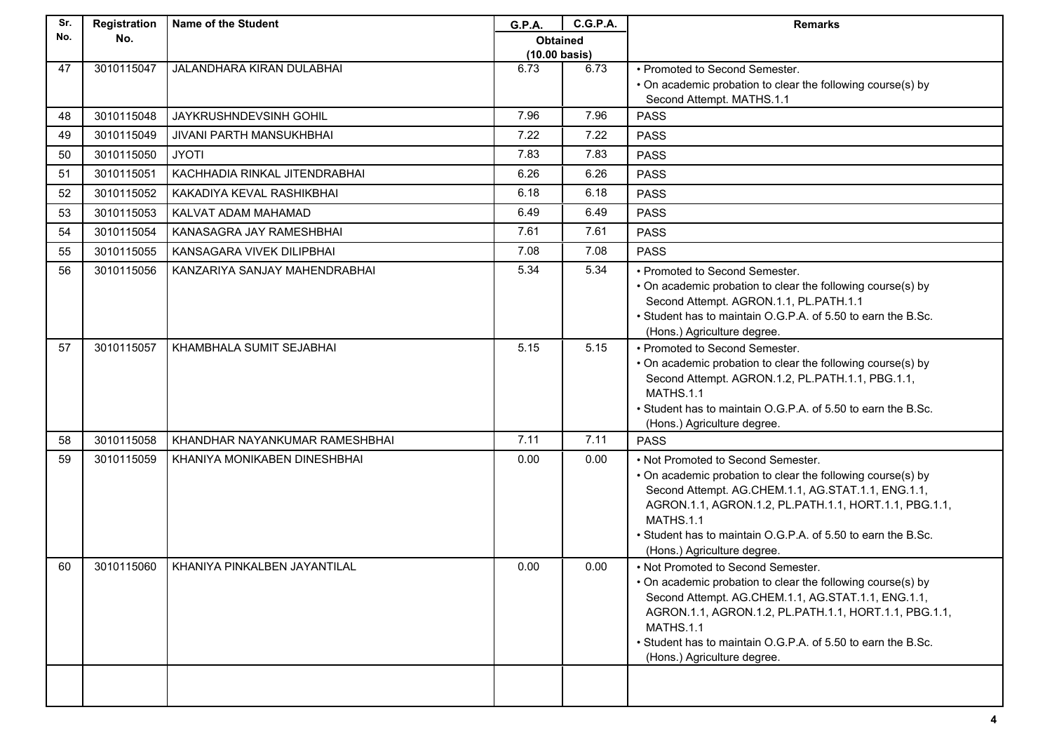| Sr. No. | Registration No. | Name of the Student | G.P.A. | C.G.P.A. | Remarks |
|---|---|---|---|---|---|
| | | | Obtained (10.00 basis) | | |
| 47 | 3010115047 | JALANDHARA KIRAN DULABHAI | 6.73 | 6.73 | • Promoted to Second Semester.<br>• On academic probation to clear the following course(s) by Second Attempt. MATHS.1.1 |
| 48 | 3010115048 | JAYKRUSHNDEVSINH GOHIL | 7.96 | 7.96 | PASS |
| 49 | 3010115049 | JIVANI PARTH MANSUKHBHAI | 7.22 | 7.22 | PASS |
| 50 | 3010115050 | JYOTI | 7.83 | 7.83 | PASS |
| 51 | 3010115051 | KACHHADIA RINKAL JITENDRABHAI | 6.26 | 6.26 | PASS |
| 52 | 3010115052 | KAKADIYA KEVAL RASHIKBHAI | 6.18 | 6.18 | PASS |
| 53 | 3010115053 | KALVAT ADAM MAHAMAD | 6.49 | 6.49 | PASS |
| 54 | 3010115054 | KANASAGRA JAY RAMESHBHAI | 7.61 | 7.61 | PASS |
| 55 | 3010115055 | KANSAGARA VIVEK DILIPBHAI | 7.08 | 7.08 | PASS |
| 56 | 3010115056 | KANZARIYA SANJAY MAHENDRABHAI | 5.34 | 5.34 | • Promoted to Second Semester.<br>• On academic probation to clear the following course(s) by Second Attempt. AGRON.1.1, PL.PATH.1.1<br>• Student has to maintain O.G.P.A. of 5.50 to earn the B.Sc. (Hons.) Agriculture degree. |
| 57 | 3010115057 | KHAMBHALA SUMIT SEJABHAI | 5.15 | 5.15 | • Promoted to Second Semester.<br>• On academic probation to clear the following course(s) by Second Attempt. AGRON.1.2, PL.PATH.1.1, PBG.1.1, MATHS.1.1<br>• Student has to maintain O.G.P.A. of 5.50 to earn the B.Sc. (Hons.) Agriculture degree. |
| 58 | 3010115058 | KHANDHAR NAYANKUMAR RAMESHBHAI | 7.11 | 7.11 | PASS |
| 59 | 3010115059 | KHANIYA MONIKABEN DINESHBHAI | 0.00 | 0.00 | • Not Promoted to Second Semester.<br>• On academic probation to clear the following course(s) by Second Attempt. AG.CHEM.1.1, AG.STAT.1.1, ENG.1.1, AGRON.1.1, AGRON.1.2, PL.PATH.1.1, HORT.1.1, PBG.1.1, MATHS.1.1<br>• Student has to maintain O.G.P.A. of 5.50 to earn the B.Sc. (Hons.) Agriculture degree. |
| 60 | 3010115060 | KHANIYA PINKALBEN JAYANTILAL | 0.00 | 0.00 | • Not Promoted to Second Semester.<br>• On academic probation to clear the following course(s) by Second Attempt. AG.CHEM.1.1, AG.STAT.1.1, ENG.1.1, AGRON.1.1, AGRON.1.2, PL.PATH.1.1, HORT.1.1, PBG.1.1, MATHS.1.1<br>• Student has to maintain O.G.P.A. of 5.50 to earn the B.Sc. (Hons.) Agriculture degree. |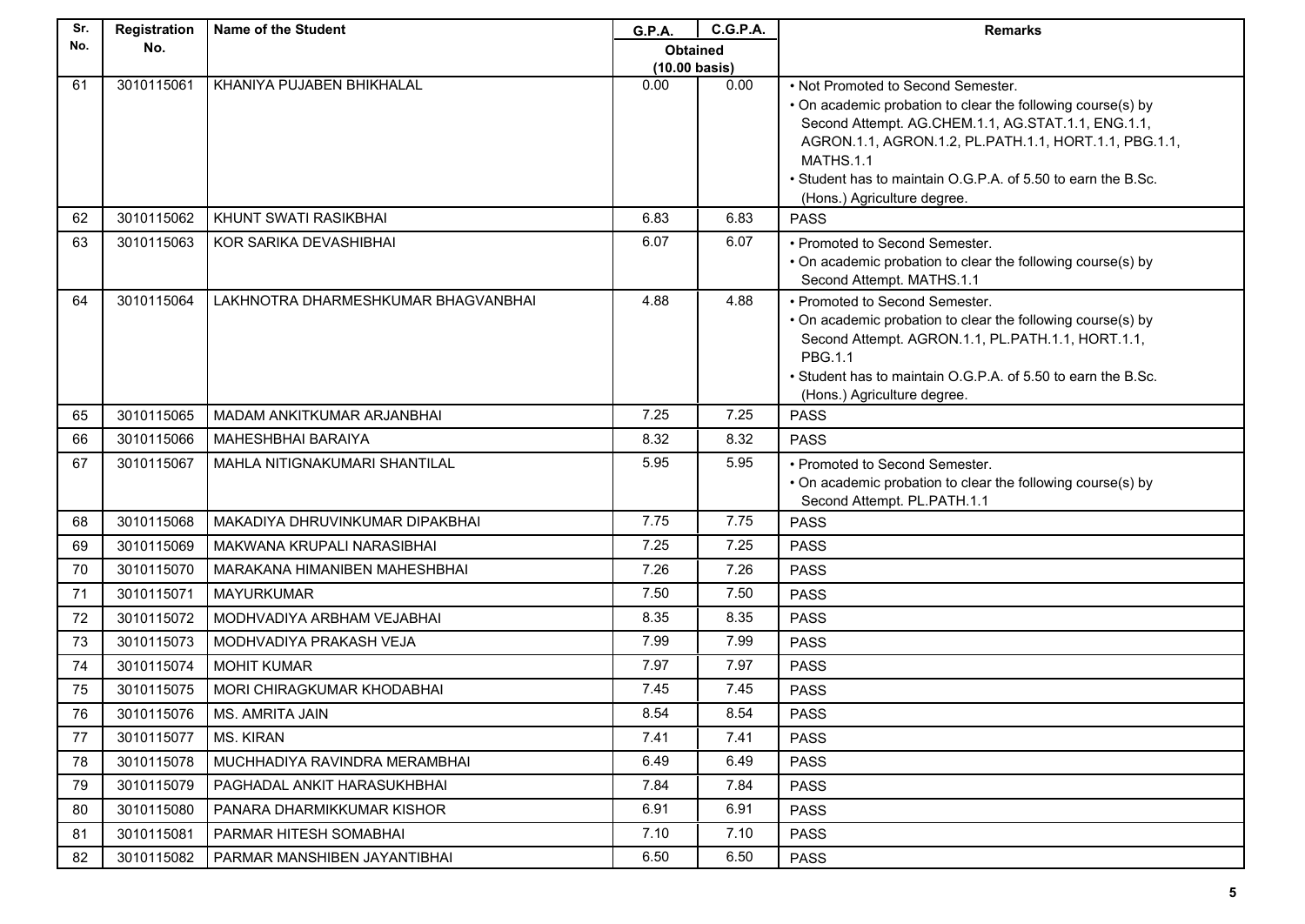| Sr. No. | Registration No. | Name of the Student | G.P.A. | C.G.P.A. | Remarks |
|---|---|---|---|---|---|
| | | | Obtained (10.00 basis) | | |
| 61 | 3010115061 | KHANIYA PUJABEN BHIKHALAL | 0.00 | 0.00 | • Not Promoted to Second Semester. • On academic probation to clear the following course(s) by Second Attempt. AG.CHEM.1.1, AG.STAT.1.1, ENG.1.1, AGRON.1.1, AGRON.1.2, PL.PATH.1.1, HORT.1.1, PBG.1.1, MATHS.1.1 • Student has to maintain O.G.P.A. of 5.50 to earn the B.Sc. (Hons.) Agriculture degree. |
| 62 | 3010115062 | KHUNT SWATI RASIKBHAI | 6.83 | 6.83 | PASS |
| 63 | 3010115063 | KOR SARIKA DEVASHIBHAI | 6.07 | 6.07 | • Promoted to Second Semester. • On academic probation to clear the following course(s) by Second Attempt. MATHS.1.1 |
| 64 | 3010115064 | LAKHNOTRA DHARMESHKUMAR BHAGVANBHAI | 4.88 | 4.88 | • Promoted to Second Semester. • On academic probation to clear the following course(s) by Second Attempt. AGRON.1.1, PL.PATH.1.1, HORT.1.1, PBG.1.1 • Student has to maintain O.G.P.A. of 5.50 to earn the B.Sc. (Hons.) Agriculture degree. |
| 65 | 3010115065 | MADAM ANKITKUMAR ARJANBHAI | 7.25 | 7.25 | PASS |
| 66 | 3010115066 | MAHESHBHAI BARAIYA | 8.32 | 8.32 | PASS |
| 67 | 3010115067 | MAHLA NITIGNAKUMARI SHANTILAL | 5.95 | 5.95 | • Promoted to Second Semester. • On academic probation to clear the following course(s) by Second Attempt. PL.PATH.1.1 |
| 68 | 3010115068 | MAKADIYA DHRUVINKUMAR DIPAKBHAI | 7.75 | 7.75 | PASS |
| 69 | 3010115069 | MAKWANA KRUPALI NARASIBHAI | 7.25 | 7.25 | PASS |
| 70 | 3010115070 | MARAKANA HIMANIBEN MAHESHBHAI | 7.26 | 7.26 | PASS |
| 71 | 3010115071 | MAYURKUMAR | 7.50 | 7.50 | PASS |
| 72 | 3010115072 | MODHVADIYA ARBHAM VEJABHAI | 8.35 | 8.35 | PASS |
| 73 | 3010115073 | MODHVADIYA PRAKASH VEJA | 7.99 | 7.99 | PASS |
| 74 | 3010115074 | MOHIT KUMAR | 7.97 | 7.97 | PASS |
| 75 | 3010115075 | MORI CHIRAGKUMAR KHODABHAI | 7.45 | 7.45 | PASS |
| 76 | 3010115076 | MS. AMRITA JAIN | 8.54 | 8.54 | PASS |
| 77 | 3010115077 | MS. KIRAN | 7.41 | 7.41 | PASS |
| 78 | 3010115078 | MUCHHADIYA RAVINDRA MERAMBHAI | 6.49 | 6.49 | PASS |
| 79 | 3010115079 | PAGHADAL ANKIT HARASUKHBHAI | 7.84 | 7.84 | PASS |
| 80 | 3010115080 | PANARA DHARMIKKUMAR KISHOR | 6.91 | 6.91 | PASS |
| 81 | 3010115081 | PARMAR HITESH SOMABHAI | 7.10 | 7.10 | PASS |
| 82 | 3010115082 | PARMAR MANSHIBEN JAYANTIBHAI | 6.50 | 6.50 | PASS |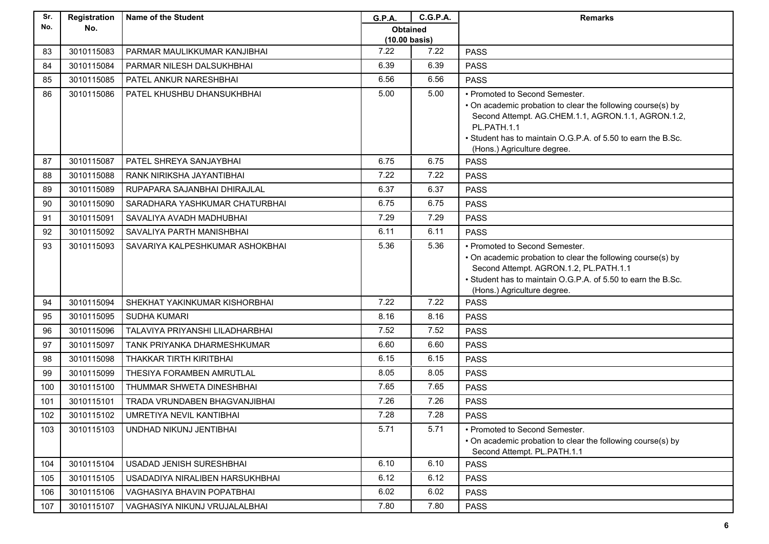| Sr. No. | Registration No. | Name of the Student | G.P.A. | C.G.P.A. | Remarks |
|---|---|---|---|---|---|
| | | | Obtained (10.00 basis) | | |
| 83 | 3010115083 | PARMAR MAULIKKUMAR KANJIBHAI | 7.22 | 7.22 | PASS |
| 84 | 3010115084 | PARMAR NILESH DALSUKHBHAI | 6.39 | 6.39 | PASS |
| 85 | 3010115085 | PATEL ANKUR NARESHBHAI | 6.56 | 6.56 | PASS |
| 86 | 3010115086 | PATEL KHUSHBU DHANSUKHBHAI | 5.00 | 5.00 | • Promoted to Second Semester.<br>• On academic probation to clear the following course(s) by Second Attempt. AG.CHEM.1.1, AGRON.1.1, AGRON.1.2, PL.PATH.1.1<br>• Student has to maintain O.G.P.A. of 5.50 to earn the B.Sc. (Hons.) Agriculture degree. |
| 87 | 3010115087 | PATEL SHREYA SANJAYBHAI | 6.75 | 6.75 | PASS |
| 88 | 3010115088 | RANK NIRIKSHA JAYANTIBHAI | 7.22 | 7.22 | PASS |
| 89 | 3010115089 | RUPAPARA SAJANBHAI DHIRAJLAL | 6.37 | 6.37 | PASS |
| 90 | 3010115090 | SARADHARA YASHKUMAR CHATURBHAI | 6.75 | 6.75 | PASS |
| 91 | 3010115091 | SAVALIYA AVADH MADHUBHAI | 7.29 | 7.29 | PASS |
| 92 | 3010115092 | SAVALIYA PARTH MANISHBHAI | 6.11 | 6.11 | PASS |
| 93 | 3010115093 | SAVARIYA KALPESHKUMAR ASHOKBHAI | 5.36 | 5.36 | • Promoted to Second Semester.<br>• On academic probation to clear the following course(s) by Second Attempt. AGRON.1.2, PL.PATH.1.1<br>• Student has to maintain O.G.P.A. of 5.50 to earn the B.Sc. (Hons.) Agriculture degree. |
| 94 | 3010115094 | SHEKHAT YAKINKUMAR KISHORBHAI | 7.22 | 7.22 | PASS |
| 95 | 3010115095 | SUDHA KUMARI | 8.16 | 8.16 | PASS |
| 96 | 3010115096 | TALAVIYA PRIYANSHI LILADHARBHAI | 7.52 | 7.52 | PASS |
| 97 | 3010115097 | TANK PRIYANKA DHARMESHKUMAR | 6.60 | 6.60 | PASS |
| 98 | 3010115098 | THAKKAR TIRTH KIRITBHAI | 6.15 | 6.15 | PASS |
| 99 | 3010115099 | THESIYA FORAMBEN AMRUTLAL | 8.05 | 8.05 | PASS |
| 100 | 3010115100 | THUMMAR SHWETA DINESHBHAI | 7.65 | 7.65 | PASS |
| 101 | 3010115101 | TRADA VRUNDABEN BHAGVANJIBHAI | 7.26 | 7.26 | PASS |
| 102 | 3010115102 | UMRETIYA NEVIL KANTIBHAI | 7.28 | 7.28 | PASS |
| 103 | 3010115103 | UNDHAD NIKUNJ JENTIBHAI | 5.71 | 5.71 | • Promoted to Second Semester.<br>• On academic probation to clear the following course(s) by Second Attempt. PL.PATH.1.1 |
| 104 | 3010115104 | USADAD JENISH SURESHBHAI | 6.10 | 6.10 | PASS |
| 105 | 3010115105 | USADADIYA NIRALIBEN HARSUKHBHAI | 6.12 | 6.12 | PASS |
| 106 | 3010115106 | VAGHASIYA BHAVIN POPATBHAI | 6.02 | 6.02 | PASS |
| 107 | 3010115107 | VAGHASIYA NIKUNJ VRUJALALBHAI | 7.80 | 7.80 | PASS |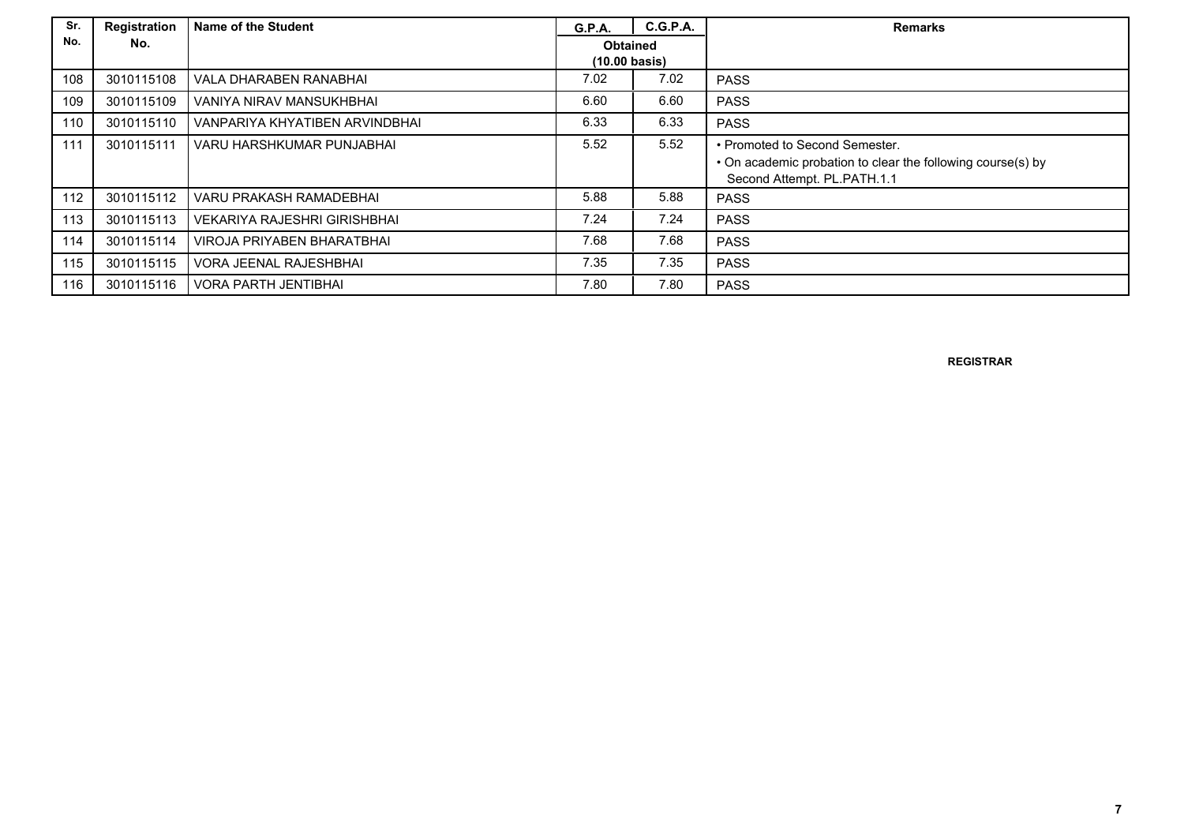| Sr. No. | Registration No. | Name of the Student | G.P.A. | C.G.P.A. | Remarks |
|---|---|---|---|---|---|
| | | | Obtained (10.00 basis) | | |
| 108 | 3010115108 | VALA DHARABEN RANABHAI | 7.02 | 7.02 | PASS |
| 109 | 3010115109 | VANIYA NIRAV MANSUKHBHAI | 6.60 | 6.60 | PASS |
| 110 | 3010115110 | VANPARIYA KHYATIBEN ARVINDBHAI | 6.33 | 6.33 | PASS |
| 111 | 3010115111 | VARU HARSHKUMAR PUNJABHAI | 5.52 | 5.52 | • Promoted to Second Semester. • On academic probation to clear the following course(s) by Second Attempt. PL.PATH.1.1 |
| 112 | 3010115112 | VARU PRAKASH RAMADEBHAI | 5.88 | 5.88 | PASS |
| 113 | 3010115113 | VEKARIYA RAJESHRI GIRISHBHAI | 7.24 | 7.24 | PASS |
| 114 | 3010115114 | VIROJA PRIYABEN BHARATBHAI | 7.68 | 7.68 | PASS |
| 115 | 3010115115 | VORA JEENAL RAJESHBHAI | 7.35 | 7.35 | PASS |
| 116 | 3010115116 | VORA PARTH JENTIBHAI | 7.80 | 7.80 | PASS |

**REGISTRAR**